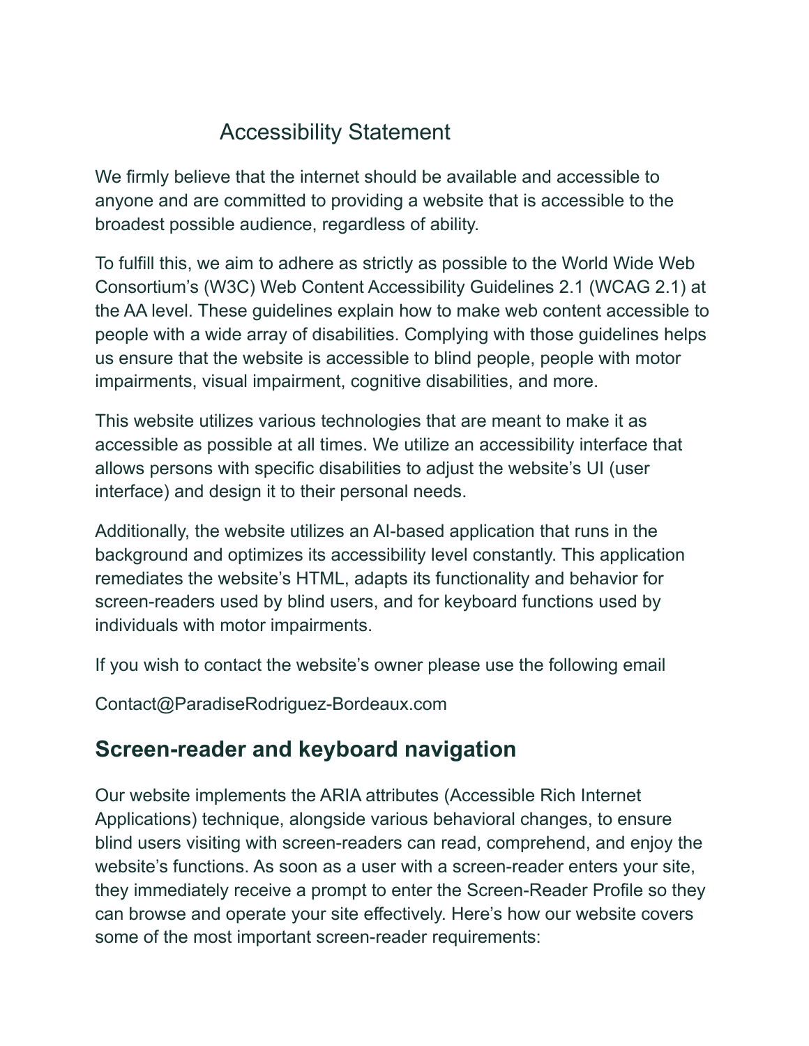# Accessibility Statement

We firmly believe that the internet should be available and accessible to anyone and are committed to providing a website that is accessible to the broadest possible audience, regardless of ability.

To fulfill this, we aim to adhere as strictly as possible to the World Wide Web Consortium's (W3C) Web Content Accessibility Guidelines 2.1 (WCAG 2.1) at the AA level. These guidelines explain how to make web content accessible to people with a wide array of disabilities. Complying with those guidelines helps us ensure that the website is accessible to blind people, people with motor impairments, visual impairment, cognitive disabilities, and more.

This website utilizes various technologies that are meant to make it as accessible as possible at all times. We utilize an accessibility interface that allows persons with specific disabilities to adjust the website's UI (user interface) and design it to their personal needs.

Additionally, the website utilizes an AI-based application that runs in the background and optimizes its accessibility level constantly. This application remediates the website's HTML, adapts its functionality and behavior for screen-readers used by blind users, and for keyboard functions used by individuals with motor impairments.

If you wish to contact the website's owner please use the following email

Contact@ParadiseRodriguez-Bordeaux.com

## Screen-reader and keyboard navigation

Our website implements the ARIA attributes (Accessible Rich Internet Applications) technique, alongside various behavioral changes, to ensure blind users visiting with screen-readers can read, comprehend, and enjoy the website's functions. As soon as a user with a screen-reader enters your site, they immediately receive a prompt to enter the Screen-Reader Profile so they can browse and operate your site effectively. Here's how our website covers some of the most important screen-reader requirements: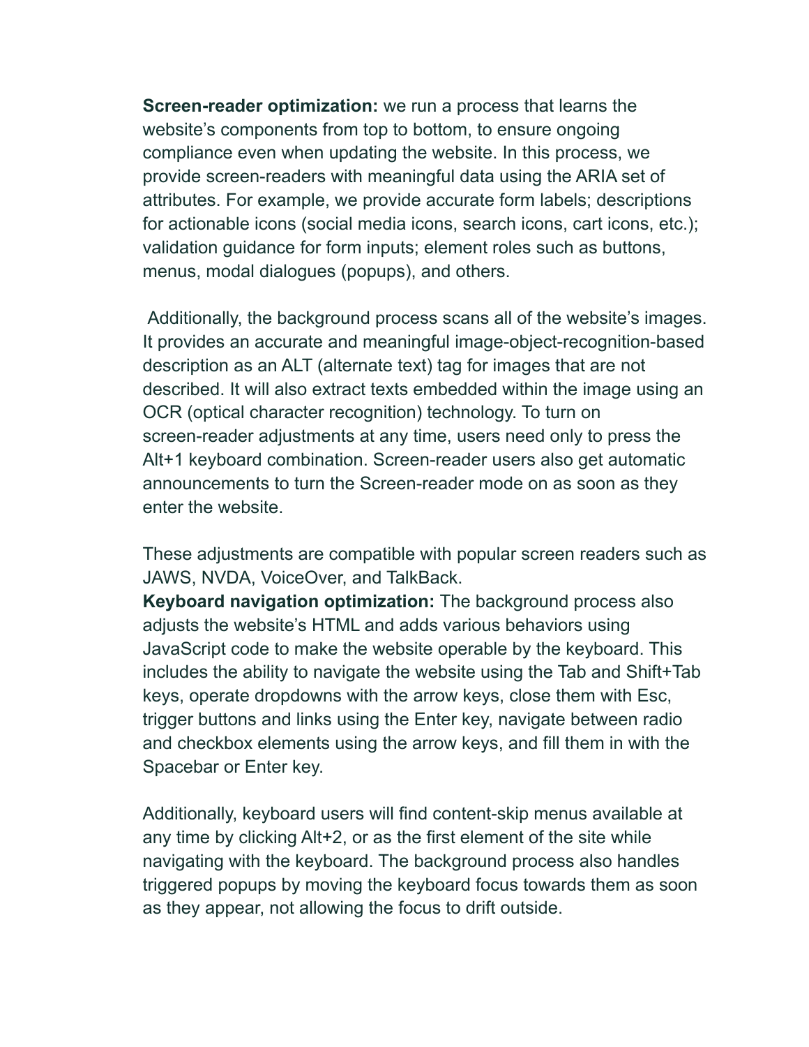**Screen-reader optimization:** we run a process that learns the website's components from top to bottom, to ensure ongoing compliance even when updating the website. In this process, we provide screen-readers with meaningful data using the ARIA set of attributes. For example, we provide accurate form labels; descriptions for actionable icons (social media icons, search icons, cart icons, etc.); validation guidance for form inputs; element roles such as buttons, menus, modal dialogues (popups), and others.

Additionally, the background process scans all of the website's images. It provides an accurate and meaningful image-object-recognition-based description as an ALT (alternate text) tag for images that are not described. It will also extract texts embedded within the image using an OCR (optical character recognition) technology. To turn on screen-reader adjustments at any time, users need only to press the Alt+1 keyboard combination. Screen-reader users also get automatic announcements to turn the Screen-reader mode on as soon as they enter the website.

These adjustments are compatible with popular screen readers such as JAWS, NVDA, VoiceOver, and TalkBack.

**Keyboard navigation optimization:** The background process also adjusts the website's HTML and adds various behaviors using JavaScript code to make the website operable by the keyboard. This includes the ability to navigate the website using the Tab and Shift+Tab keys, operate dropdowns with the arrow keys, close them with Esc, trigger buttons and links using the Enter key, navigate between radio and checkbox elements using the arrow keys, and fill them in with the Spacebar or Enter key.

Additionally, keyboard users will find content-skip menus available at any time by clicking Alt+2, or as the first element of the site while navigating with the keyboard. The background process also handles triggered popups by moving the keyboard focus towards them as soon as they appear, not allowing the focus to drift outside.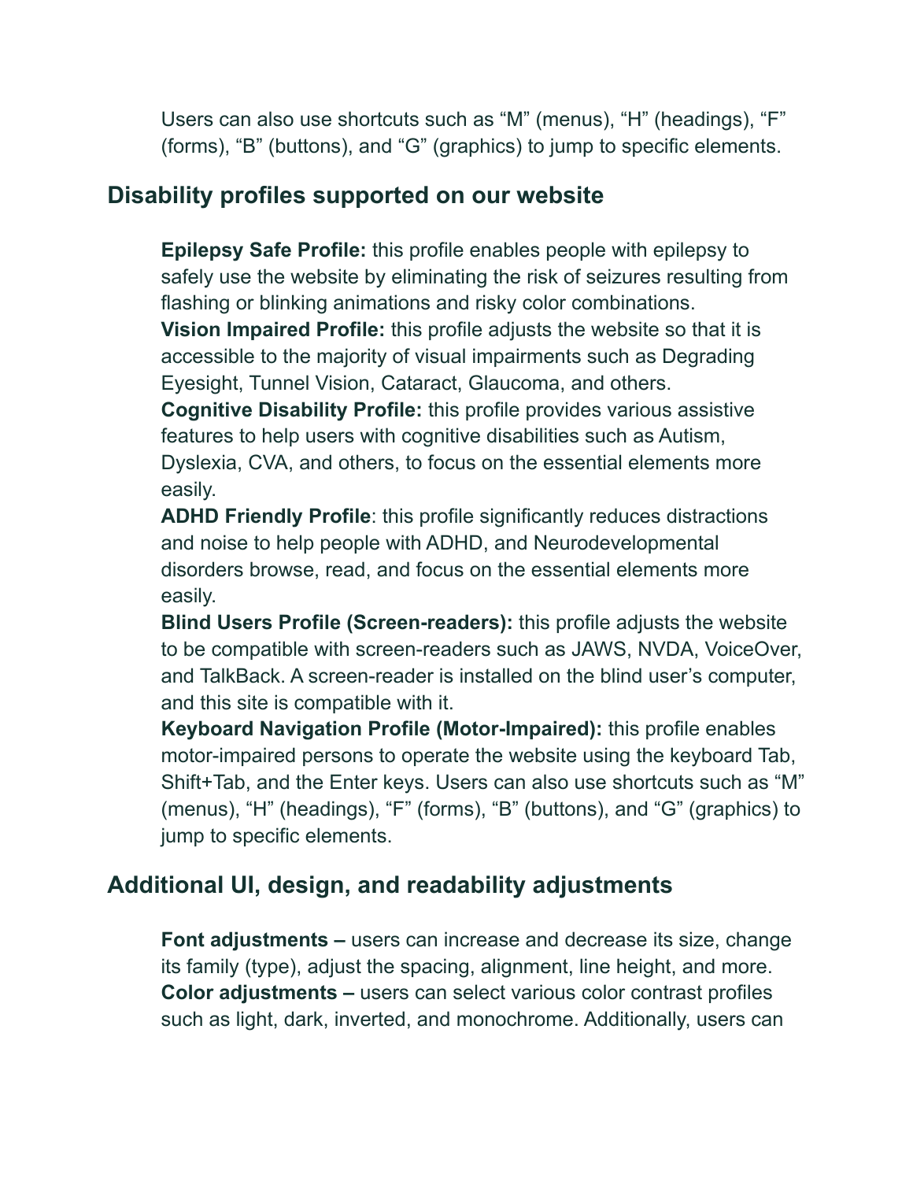Users can also use shortcuts such as “M” (menus), “H” (headings), “F” (forms), “B” (buttons), and “G” (graphics) to jump to specific elements.

## Disability profiles supported on our website

**Epilepsy Safe Profile:** this profile enables people with epilepsy to safely use the website by eliminating the risk of seizures resulting from flashing or blinking animations and risky color combinations.

**Vision Impaired Profile:** this profile adjusts the website so that it is accessible to the majority of visual impairments such as Degrading Eyesight, Tunnel Vision, Cataract, Glaucoma, and others.

**Cognitive Disability Profile:** this profile provides various assistive features to help users with cognitive disabilities such as Autism, Dyslexia, CVA, and others, to focus on the essential elements more easily.

**ADHD Friendly Profile**: this profile significantly reduces distractions and noise to help people with ADHD, and Neurodevelopmental disorders browse, read, and focus on the essential elements more easily.

**Blind Users Profile (Screen-readers):** this profile adjusts the website to be compatible with screen-readers such as JAWS, NVDA, VoiceOver, and TalkBack. A screen-reader is installed on the blind user’s computer, and this site is compatible with it.

**Keyboard Navigation Profile (Motor-Impaired):** this profile enables motor-impaired persons to operate the website using the keyboard Tab, Shift+Tab, and the Enter keys. Users can also use shortcuts such as “M” (menus), “H” (headings), “F” (forms), “B” (buttons), and “G” (graphics) to jump to specific elements.

## Additional UI, design, and readability adjustments

**Font adjustments –** users can increase and decrease its size, change its family (type), adjust the spacing, alignment, line height, and more.

**Color adjustments –** users can select various color contrast profiles such as light, dark, inverted, and monochrome. Additionally, users can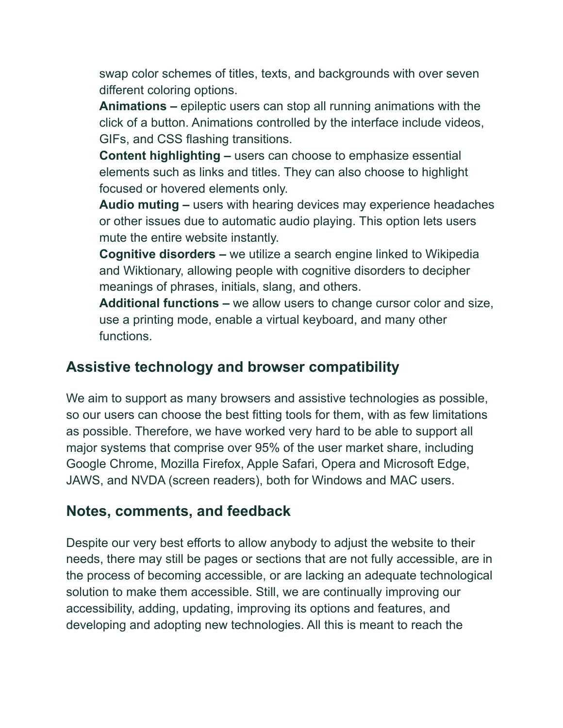swap color schemes of titles, texts, and backgrounds with over seven different coloring options.

**Animations –** epileptic users can stop all running animations with the click of a button. Animations controlled by the interface include videos, GIFs, and CSS flashing transitions.

**Content highlighting –** users can choose to emphasize essential elements such as links and titles. They can also choose to highlight focused or hovered elements only.

**Audio muting –** users with hearing devices may experience headaches or other issues due to automatic audio playing. This option lets users mute the entire website instantly.

**Cognitive disorders –** we utilize a search engine linked to Wikipedia and Wiktionary, allowing people with cognitive disorders to decipher meanings of phrases, initials, slang, and others.

**Additional functions –** we allow users to change cursor color and size, use a printing mode, enable a virtual keyboard, and many other functions.

## Assistive technology and browser compatibility

We aim to support as many browsers and assistive technologies as possible, so our users can choose the best fitting tools for them, with as few limitations as possible. Therefore, we have worked very hard to be able to support all major systems that comprise over 95% of the user market share, including Google Chrome, Mozilla Firefox, Apple Safari, Opera and Microsoft Edge, JAWS, and NVDA (screen readers), both for Windows and MAC users.

## Notes, comments, and feedback

Despite our very best efforts to allow anybody to adjust the website to their needs, there may still be pages or sections that are not fully accessible, are in the process of becoming accessible, or are lacking an adequate technological solution to make them accessible. Still, we are continually improving our accessibility, adding, updating, improving its options and features, and developing and adopting new technologies. All this is meant to reach the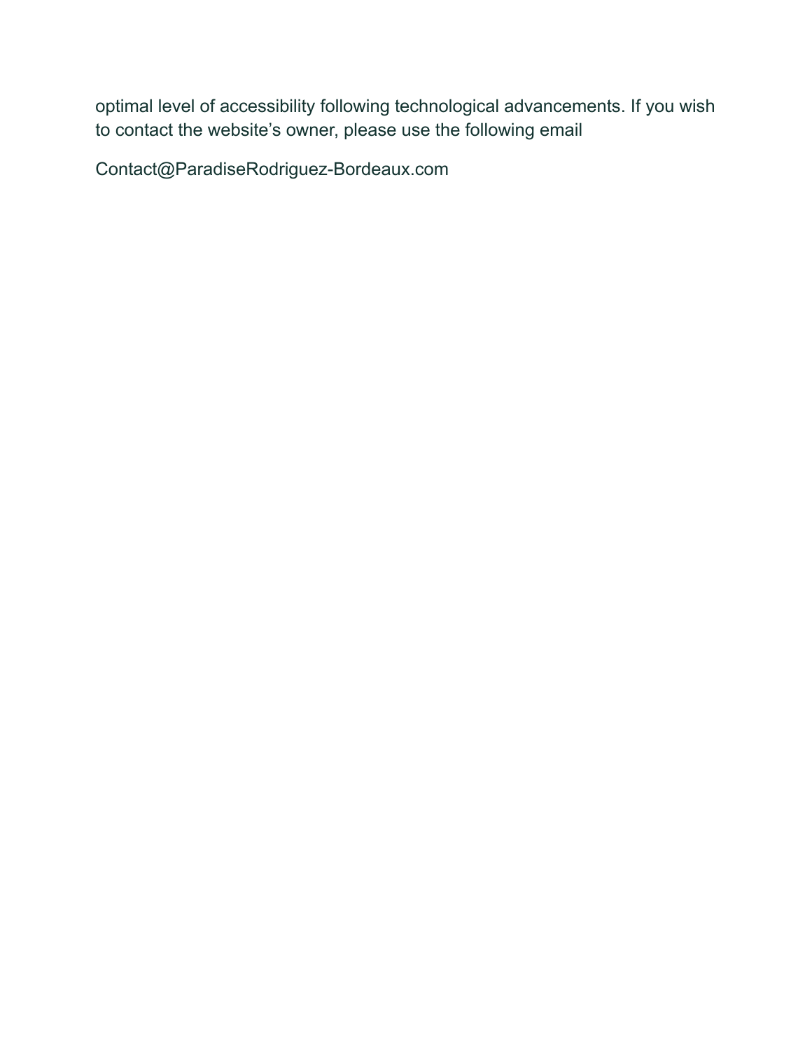optimal level of accessibility following technological advancements. If you wish to contact the website's owner, please use the following email

Contact@ParadiseRodriguez-Bordeaux.com